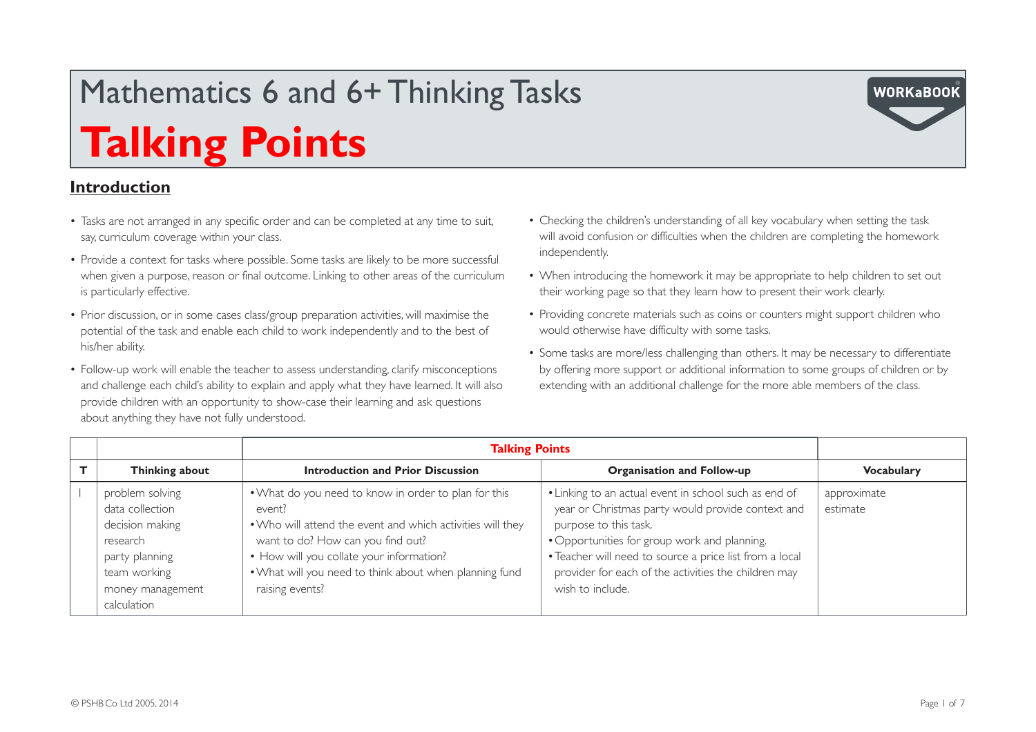# Mathematics 6 and 6+ Thinking Tasks

# Talking Points

WORKaBOOK

## Introduction

- Tasks are not arranged in any specific order and can be completed at any time to suit, say, curriculum coverage within your class.
- Provide a context for tasks where possible. Some tasks are likely to be more successful when given a purpose, reason or final outcome. Linking to other areas of the curriculum is particularly effective.
- Prior discussion, or in some cases class/group preparation activities, will maximise the potential of the task and enable each child to work independently and to the best of his/her ability.
- Follow-up work will enable the teacher to assess understanding, clarify misconceptions and challenge each child's ability to explain and apply what they have learned. It will also provide children with an opportunity to show-case their learning and ask questions about anything they have not fully understood.
- Checking the children's understanding of all key vocabulary when setting the task will avoid confusion or difficulties when the children are completing the homework independently.
- When introducing the homework it may be appropriate to help children to set out their working page so that they learn how to present their work clearly.
- Providing concrete materials such as coins or counters might support children who would otherwise have difficulty with some tasks.
- Some tasks are more/less challenging than others. It may be necessary to differentiate by offering more support or additional information to some groups of children or by extending with an additional challenge for the more able members of the class.

| | | **Talking Points** | | |
|---|---|---|---|---|
| **T** | **Thinking about** | **Introduction and Prior Discussion** | **Organisation and Follow-up** | **Vocabulary** |
| 1 | problem solving<br>data collection<br>decision making<br>research<br>party planning<br>team working<br>money management<br>calculation | • What do you need to know in order to plan for this event?<br>• Who will attend the event and which activities will they want to do? How can you find out?<br>• How will you collate your information?<br>• What will you need to think about when planning fund raising events? | • Linking to an actual event in school such as end of year or Christmas party would provide context and purpose to this task.<br>• Opportunities for group work and planning.<br>• Teacher will need to source a price list from a local provider for each of the activities the children may wish to include. | approximate<br>estimate |

© PSHB Co Ltd 2005, 2014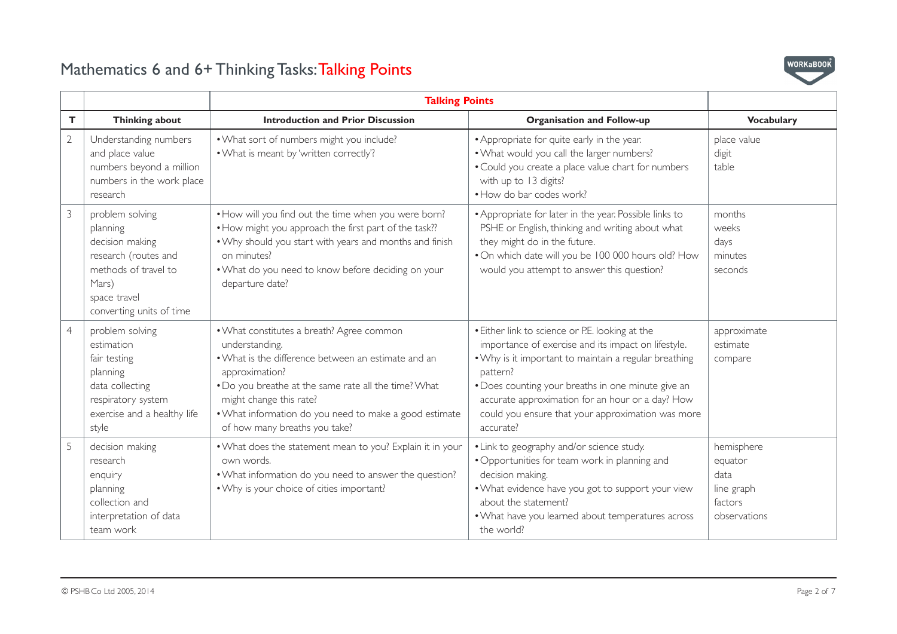# Mathematics 6 and 6+ Thinking Tasks: Talking Points

| | | Talking Points | | |
|---|---|---|---|---|
| **T** | **Thinking about** | **Introduction and Prior Discussion** | **Organisation and Follow-up** | **Vocabulary** |
| 2 | Understanding numbers and place value<br>numbers beyond a million<br>numbers in the work place<br>research | • What sort of numbers might you include?<br>• What is meant by 'written correctly'? | • Appropriate for quite early in the year.<br>• What would you call the larger numbers?<br>• Could you create a place value chart for numbers with up to 13 digits?<br>• How do bar codes work? | place value<br>digit<br>table |
| 3 | problem solving<br>planning<br>decision making<br>research (routes and methods of travel to Mars)<br>space travel<br>converting units of time | • How will you find out the time when you were born?<br>• How might you approach the first part of the task??<br>• Why should you start with years and months and finish on minutes?<br>• What do you need to know before deciding on your departure date? | • Appropriate for later in the year. Possible links to PSHE or English, thinking and writing about what they might do in the future.<br>• On which date will you be 100 000 hours old? How would you attempt to answer this question? | months<br>weeks<br>days<br>minutes<br>seconds |
| 4 | problem solving<br>estimation<br>fair testing<br>planning<br>data collecting<br>respiratory system<br>exercise and a healthy life style | • What constitutes a breath? Agree common understanding.<br>• What is the difference between an estimate and an approximation?<br>• Do you breathe at the same rate all the time? What might change this rate?<br>• What information do you need to make a good estimate of how many breaths you take? | • Either link to science or P.E. looking at the importance of exercise and its impact on lifestyle.<br>• Why is it important to maintain a regular breathing pattern?<br>• Does counting your breaths in one minute give an accurate approximation for an hour or a day? How could you ensure that your approximation was more accurate? | approximate<br>estimate<br>compare |
| 5 | decision making<br>research<br>enquiry<br>planning<br>collection and interpretation of data<br>team work | • What does the statement mean to you? Explain it in your own words.<br>• What information do you need to answer the question?<br>• Why is your choice of cities important? | • Link to geography and/or science study.<br>• Opportunities for team work in planning and decision making.<br>• What evidence have you got to support your view about the statement?<br>• What have you learned about temperatures across the world? | hemisphere<br>equator<br>data<br>line graph<br>factors<br>observations |

© PSHB Co Ltd 2005, 2014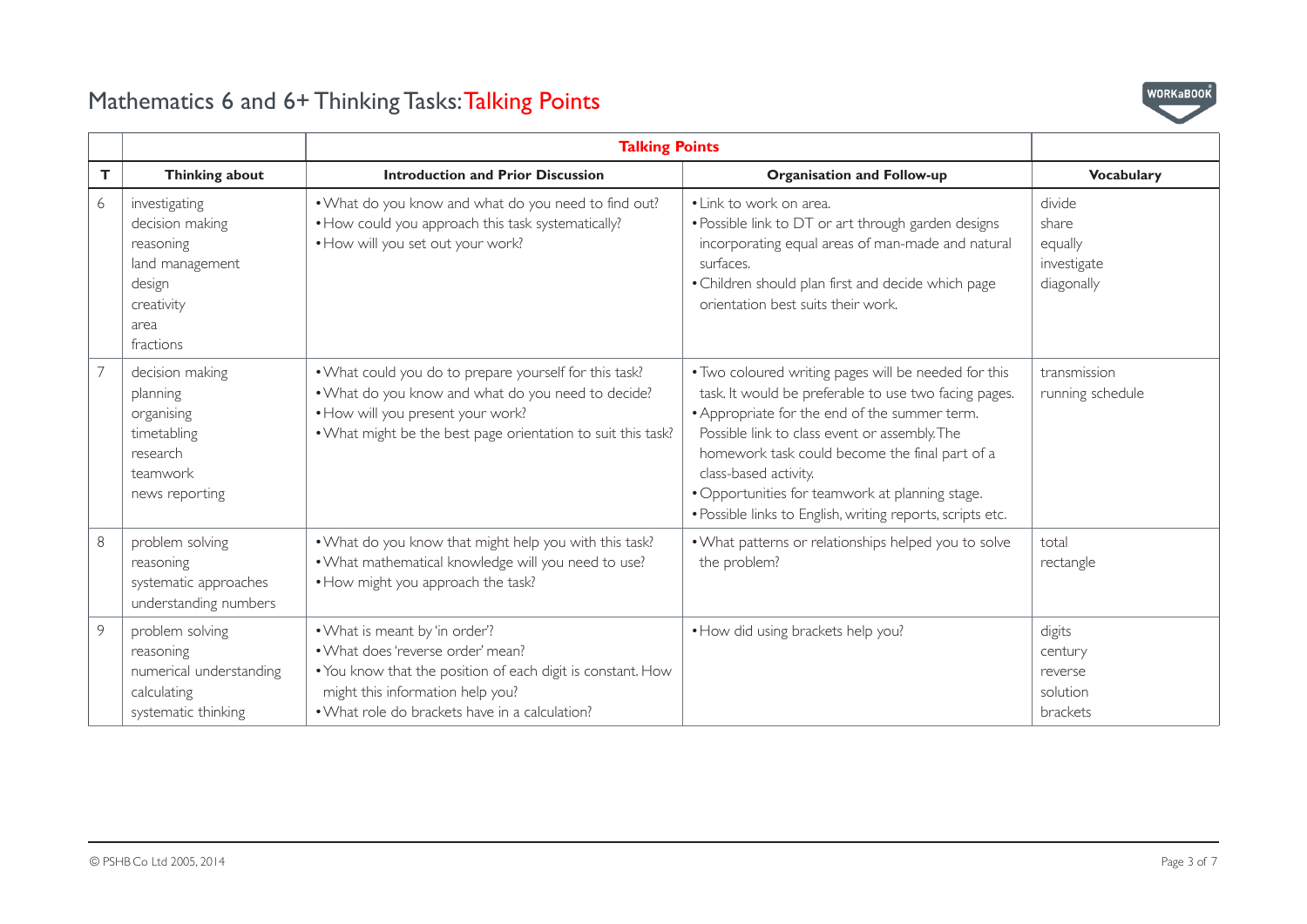# Mathematics 6 and 6+ Thinking Tasks: Talking Points

| T | Thinking about | Talking Points | | Vocabulary |
|---|---|---|---|---|
| | | Introduction and Prior Discussion | Organisation and Follow-up | |
| 6 | investigating<br>decision making<br>reasoning<br>land management<br>design<br>creativity<br>area<br>fractions | • What do you know and what do you need to find out?<br>• How could you approach this task systematically?<br>• How will you set out your work? | • Link to work on area.<br>• Possible link to DT or art through garden designs incorporating equal areas of man-made and natural surfaces.<br>• Children should plan first and decide which page orientation best suits their work. | divide<br>share<br>equally<br>investigate<br>diagonally |
| 7 | decision making<br>planning<br>organising<br>timetabling<br>research<br>teamwork<br>news reporting | • What could you do to prepare yourself for this task?<br>• What do you know and what do you need to decide?<br>• How will you present your work?<br>• What might be the best page orientation to suit this task? | • Two coloured writing pages will be needed for this task. It would be preferable to use two facing pages.<br>• Appropriate for the end of the summer term. Possible link to class event or assembly. The homework task could become the final part of a class-based activity.<br>• Opportunities for teamwork at planning stage.<br>• Possible links to English, writing reports, scripts etc. | transmission<br>running schedule |
| 8 | problem solving<br>reasoning<br>systematic approaches<br>understanding numbers | • What do you know that might help you with this task?<br>• What mathematical knowledge will you need to use?<br>• How might you approach the task? | • What patterns or relationships helped you to solve the problem? | total<br>rectangle |
| 9 | problem solving<br>reasoning<br>numerical understanding<br>calculating<br>systematic thinking | • What is meant by 'in order'?<br>• What does 'reverse order' mean?<br>• You know that the position of each digit is constant. How might this information help you?<br>• What role do brackets have in a calculation? | • How did using brackets help you? | digits<br>century<br>reverse<br>solution<br>brackets |

© PSHB Co Ltd 2005, 2014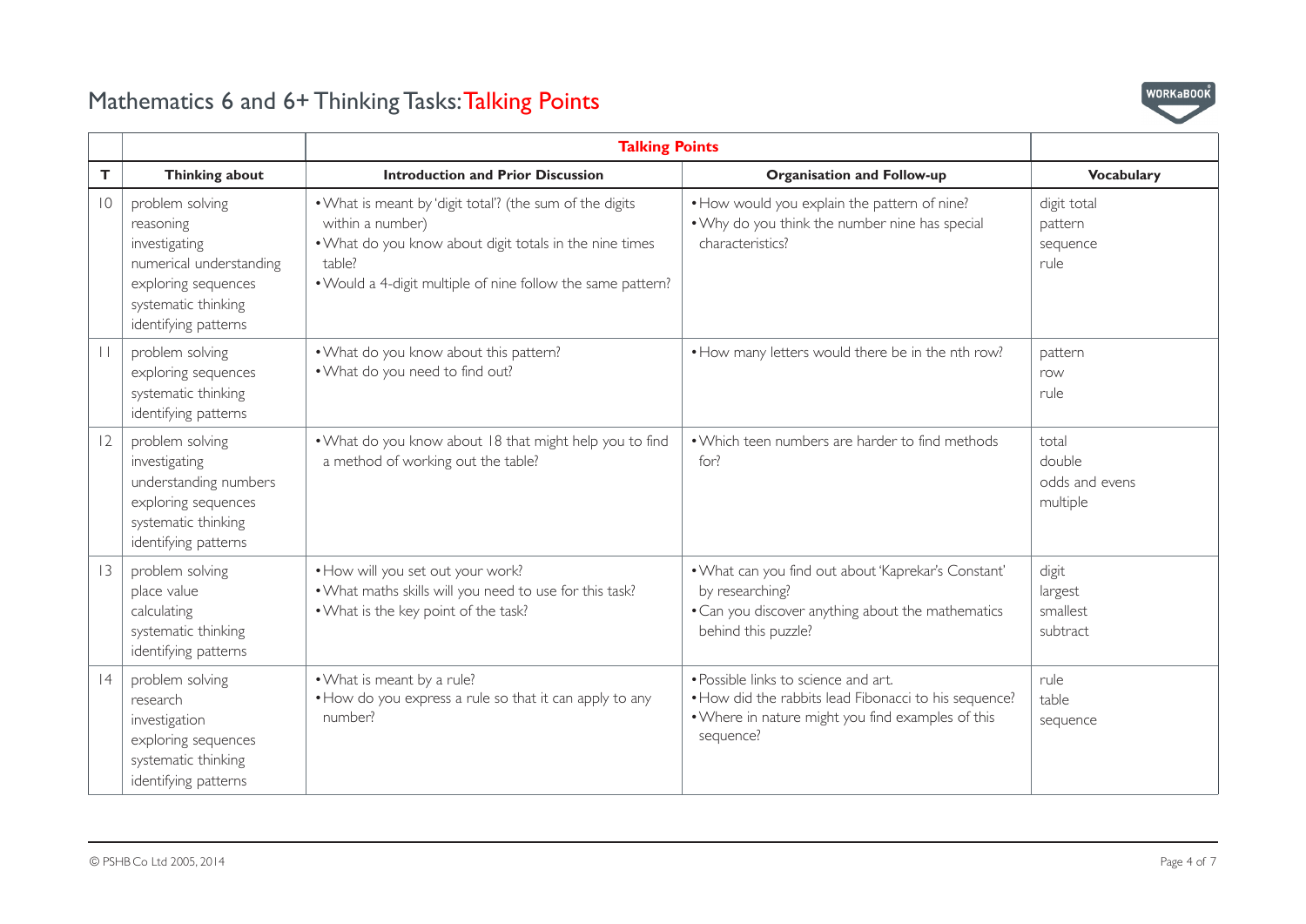# Mathematics 6 and 6+ Thinking Tasks: Talking Points

| | | Talking Points | | |
|---|---|---|---|---|
| **T** | **Thinking about** | **Introduction and Prior Discussion** | **Organisation and Follow-up** | **Vocabulary** |
| 10 | problem solving<br>reasoning<br>investigating<br>numerical understanding<br>exploring sequences<br>systematic thinking<br>identifying patterns | • What is meant by 'digit total'? (the sum of the digits within a number)<br>• What do you know about digit totals in the nine times table?<br>• Would a 4-digit multiple of nine follow the same pattern? | • How would you explain the pattern of nine?<br>• Why do you think the number nine has special characteristics? | digit total<br>pattern<br>sequence<br>rule |
| 11 | problem solving<br>exploring sequences<br>systematic thinking<br>identifying patterns | • What do you know about this pattern?<br>• What do you need to find out? | • How many letters would there be in the nth row? | pattern<br>row<br>rule |
| 12 | problem solving<br>investigating<br>understanding numbers<br>exploring sequences<br>systematic thinking<br>identifying patterns | • What do you know about 18 that might help you to find a method of working out the table? | • Which teen numbers are harder to find methods for? | total<br>double<br>odds and evens<br>multiple |
| 13 | problem solving<br>place value<br>calculating<br>systematic thinking<br>identifying patterns | • How will you set out your work?<br>• What maths skills will you need to use for this task?<br>• What is the key point of the task? | • What can you find out about 'Kaprekar's Constant' by researching?<br>• Can you discover anything about the mathematics behind this puzzle? | digit<br>largest<br>smallest<br>subtract |
| 14 | problem solving<br>research<br>investigation<br>exploring sequences<br>systematic thinking<br>identifying patterns | • What is meant by a rule?<br>• How do you express a rule so that it can apply to any number? | • Possible links to science and art.<br>• How did the rabbits lead Fibonacci to his sequence?<br>• Where in nature might you find examples of this sequence? | rule<br>table<br>sequence |

© PSHB Co Ltd 2005, 2014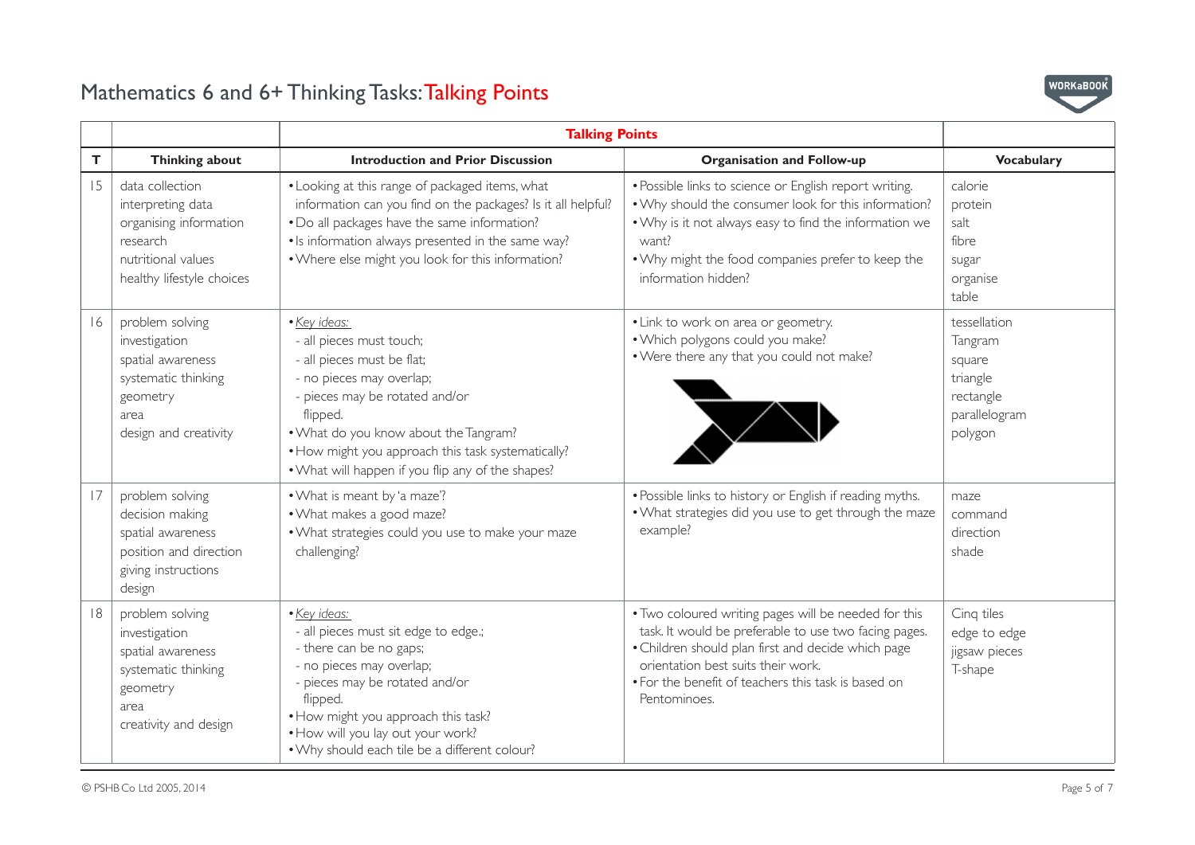# Mathematics 6 and 6+ Thinking Tasks: Talking Points

| T | Thinking about | Talking Points | | Vocabulary |
|---|---|---|---|---|
| | | **Introduction and Prior Discussion** | **Organisation and Follow-up** | |
| 15 | data collection<br>interpreting data<br>organising information<br>research<br>nutritional values<br>healthy lifestyle choices | • Looking at this range of packaged items, what information can you find on the packages? Is it all helpful?<br>• Do all packages have the same information?<br>• Is information always presented in the same way?<br>• Where else might you look for this information? | • Possible links to science or English report writing.<br>• Why should the consumer look for this information?<br>• Why is it not always easy to find the information we want?<br>• Why might the food companies prefer to keep the information hidden? | calorie<br>protein<br>salt<br>fibre<br>sugar<br>organise<br>table |
| 16 | problem solving<br>investigation<br>spatial awareness<br>systematic thinking<br>geometry<br>area<br>design and creativity | • *Key ideas:*<br>- all pieces must touch;<br>- all pieces must be flat;<br>- no pieces may overlap;<br>- pieces may be rotated and/or flipped.<br>• What do you know about the Tangram?<br>• How might you approach this task systematically?<br>• What will happen if you flip any of the shapes? | • Link to work on area or geometry.<br>• Which polygons could you make?<br>• Were there any that you could not make? | tessellation<br>Tangram<br>square<br>triangle<br>rectangle<br>parallelogram<br>polygon |
| 17 | problem solving<br>decision making<br>spatial awareness<br>position and direction<br>giving instructions<br>design | • What is meant by 'a maze'?<br>• What makes a good maze?<br>• What strategies could you use to make your maze challenging? | • Possible links to history or English if reading myths.<br>• What strategies did you use to get through the maze example? | maze<br>command<br>direction<br>shade |
| 18 | problem solving<br>investigation<br>spatial awareness<br>systematic thinking<br>geometry<br>area<br>creativity and design | • *Key ideas:*<br>- all pieces must sit edge to edge.;<br>- there can be no gaps;<br>- no pieces may overlap;<br>- pieces may be rotated and/or flipped.<br>• How might you approach this task?<br>• How will you lay out your work?<br>• Why should each tile be a different colour? | • Two coloured writing pages will be needed for this task. It would be preferable to use two facing pages.<br>• Children should plan first and decide which page orientation best suits their work.<br>• For the benefit of teachers this task is based on Pentominoes. | Cinq tiles<br>edge to edge<br>jigsaw pieces<br>T-shape |

© PSHB Co Ltd 2005, 2014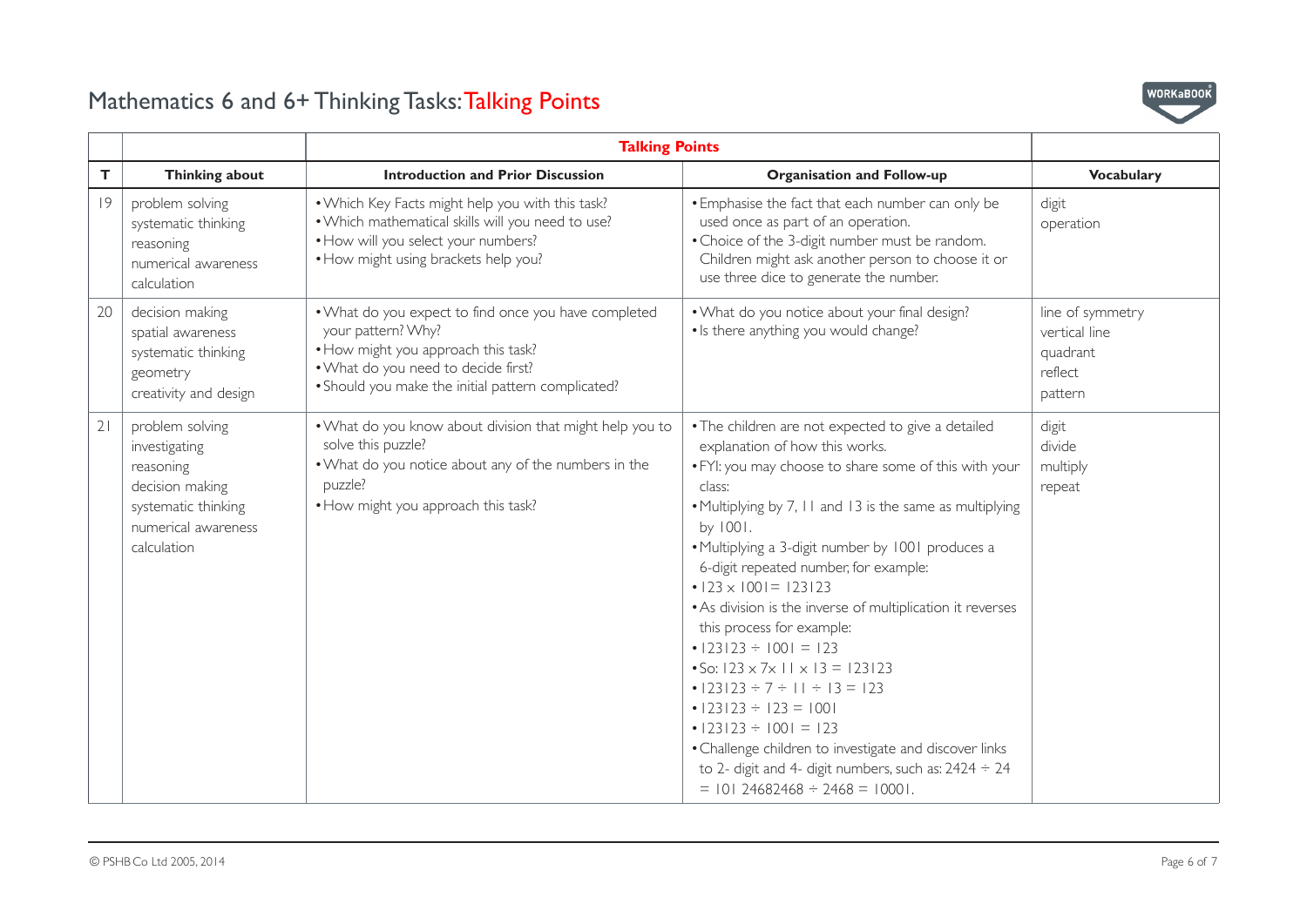# Mathematics 6 and 6+ Thinking Tasks: Talking Points

| | | Talking Points | | |
|---|---|---|---|---|
| **T** | **Thinking about** | **Introduction and Prior Discussion** | **Organisation and Follow-up** | **Vocabulary** |
| 19 | problem solving<br>systematic thinking<br>reasoning<br>numerical awareness<br>calculation | • Which Key Facts might help you with this task?<br>• Which mathematical skills will you need to use?<br>• How will you select your numbers?<br>• How might using brackets help you? | • Emphasise the fact that each number can only be used once as part of an operation.<br>• Choice of the 3-digit number must be random. Children might ask another person to choose it or use three dice to generate the number. | digit<br>operation |
| 20 | decision making<br>spatial awareness<br>systematic thinking<br>geometry<br>creativity and design | • What do you expect to find once you have completed your pattern? Why?<br>• How might you approach this task?<br>• What do you need to decide first?<br>• Should you make the initial pattern complicated? | • What do you notice about your final design?<br>• Is there anything you would change? | line of symmetry<br>vertical line<br>quadrant<br>reflect<br>pattern |
| 21 | problem solving<br>investigating<br>reasoning<br>decision making<br>systematic thinking<br>numerical awareness<br>calculation | • What do you know about division that might help you to solve this puzzle?<br>• What do you notice about any of the numbers in the puzzle?<br>• How might you approach this task? | • The children are not expected to give a detailed explanation of how this works.<br>• FYI: you may choose to share some of this with your class:<br>• Multiplying by 7, 11 and 13 is the same as multiplying by 1001.<br>• Multiplying a 3-digit number by 1001 produces a 6-digit repeated number, for example:<br>• $123 \times 1001 = 123123$<br>• As division is the inverse of multiplication it reverses this process for example:<br>• $123123 \div 1001 = 123$<br>• So: $123 \times 7 \times 11 \times 13 = 123123$<br>• $123123 \div 7 \div 11 \div 13 = 123$<br>• $123123 \div 123 = 1001$<br>• $123123 \div 1001 = 123$<br>• Challenge children to investigate and discover links to 2- digit and 4- digit numbers, such as: $2424 \div 24 = 101$ $24682468 \div 2468 = 10001$. | digit<br>divide<br>multiply<br>repeat |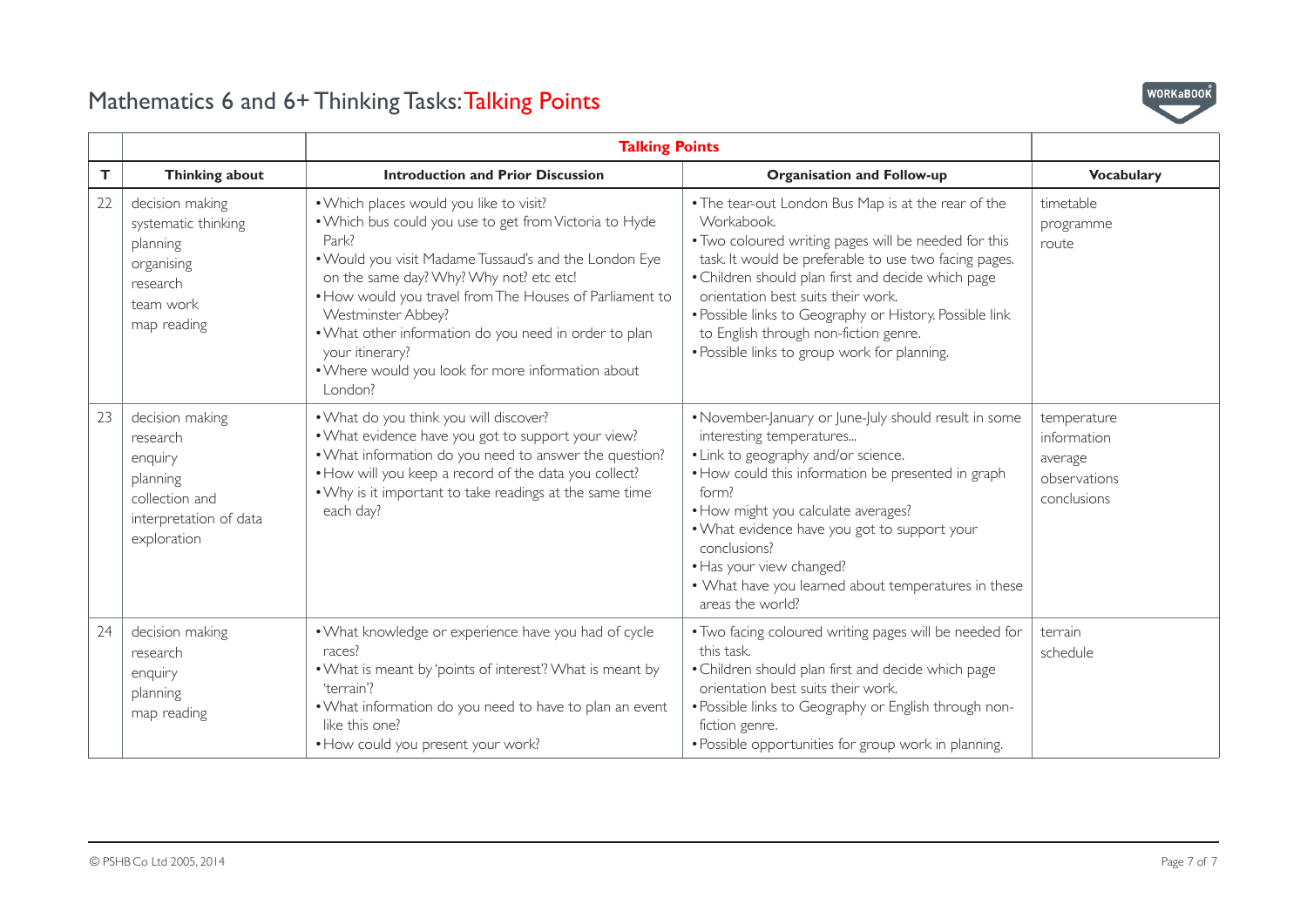# Mathematics 6 and 6+ Thinking Tasks: Talking Points

| T | Thinking about | Talking Points: Introduction and Prior Discussion | Talking Points: Organisation and Follow-up | Vocabulary |
|---|---|---|---|---|
| 22 | decision making<br>systematic thinking<br>planning<br>organising<br>research<br>team work<br>map reading | • Which places would you like to visit?<br>• Which bus could you use to get from Victoria to Hyde Park?<br>• Would you visit Madame Tussaud's and the London Eye on the same day? Why? Why not? etc etc!<br>• How would you travel from The Houses of Parliament to Westminster Abbey?<br>• What other information do you need in order to plan your itinerary?<br>• Where would you look for more information about London? | • The tear-out London Bus Map is at the rear of the Workabook.<br>• Two coloured writing pages will be needed for this task. It would be preferable to use two facing pages.<br>• Children should plan first and decide which page orientation best suits their work.<br>• Possible links to Geography or History. Possible link to English through non-fiction genre.<br>• Possible links to group work for planning. | timetable<br>programme<br>route |
| 23 | decision making<br>research<br>enquiry<br>planning<br>collection and interpretation of data<br>exploration | • What do you think you will discover?<br>• What evidence have you got to support your view?<br>• What information do you need to answer the question?<br>• How will you keep a record of the data you collect?<br>• Why is it important to take readings at the same time each day? | • November-January or June-July should result in some interesting temperatures...<br>• Link to geography and/or science.<br>• How could this information be presented in graph form?<br>• How might you calculate averages?<br>• What evidence have you got to support your conclusions?<br>• Has your view changed?<br>• What have you learned about temperatures in these areas the world? | temperature<br>information<br>average<br>observations<br>conclusions |
| 24 | decision making<br>research<br>enquiry<br>planning<br>map reading | • What knowledge or experience have you had of cycle races?<br>• What is meant by 'points of interest'? What is meant by 'terrain'?<br>• What information do you need to have to plan an event like this one?<br>• How could you present your work? | • Two facing coloured writing pages will be needed for this task.<br>• Children should plan first and decide which page orientation best suits their work.<br>• Possible links to Geography or English through non-fiction genre.<br>• Possible opportunities for group work in planning. | terrain<br>schedule |

© PSHB Co Ltd 2005, 2014